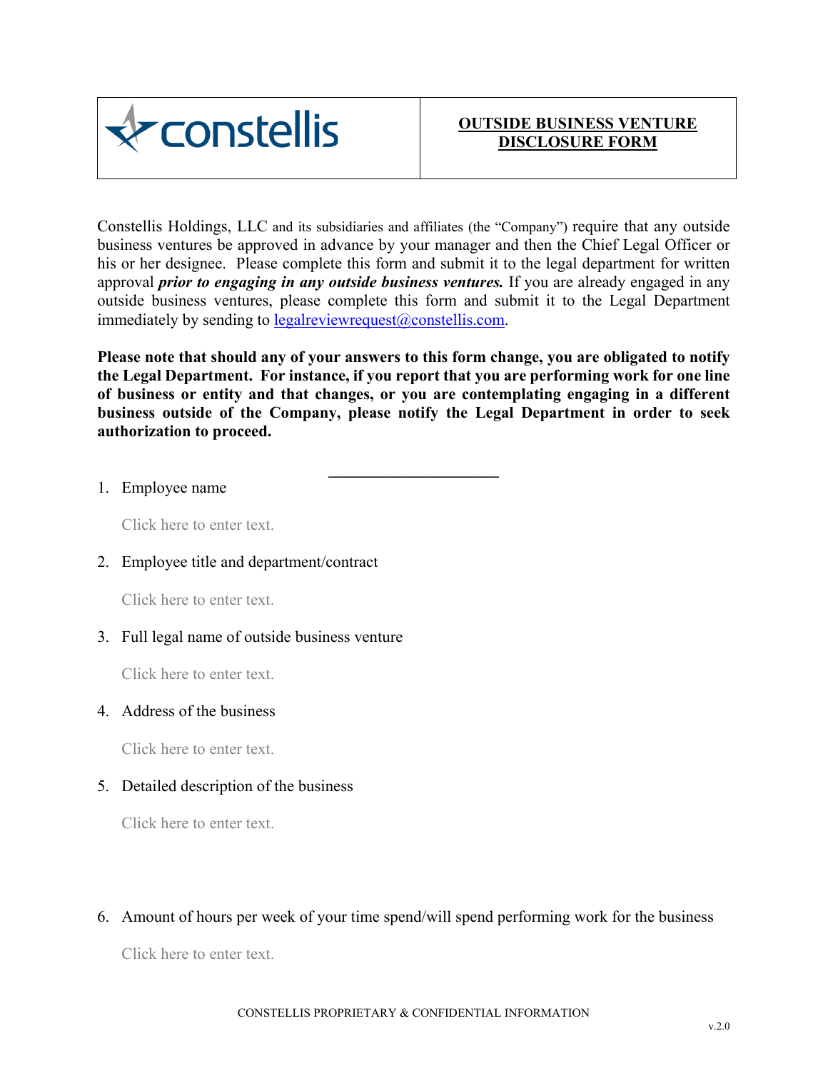| constellis | **OUTSIDE BUSINESS VENTURE DISCLOSURE FORM** |
|---|---|

Constellis Holdings, LLC and its subsidiaries and affiliates (the "Company") require that any outside business ventures be approved in advance by your manager and then the Chief Legal Officer or his or her designee. Please complete this form and submit it to the legal department for written approval ***prior to engaging in any outside business ventures.*** If you are already engaged in any outside business ventures, please complete this form and submit it to the Legal Department immediately by sending to legalreviewrequest@constellis.com.

**Please note that should any of your answers to this form change, you are obligated to notify the Legal Department. For instance, if you report that you are performing work for one line of business or entity and that changes, or you are contemplating engaging in a different business outside of the Company, please notify the Legal Department in order to seek authorization to proceed.**

---

1. Employee name

   Click here to enter text.

2. Employee title and department/contract

   Click here to enter text.

3. Full legal name of outside business venture

   Click here to enter text.

4. Address of the business

   Click here to enter text.

5. Detailed description of the business

   Click here to enter text.

6. Amount of hours per week of your time spend/will spend performing work for the business

   Click here to enter text.

CONSTELLIS PROPRIETARY & CONFIDENTIAL INFORMATION

v.2.0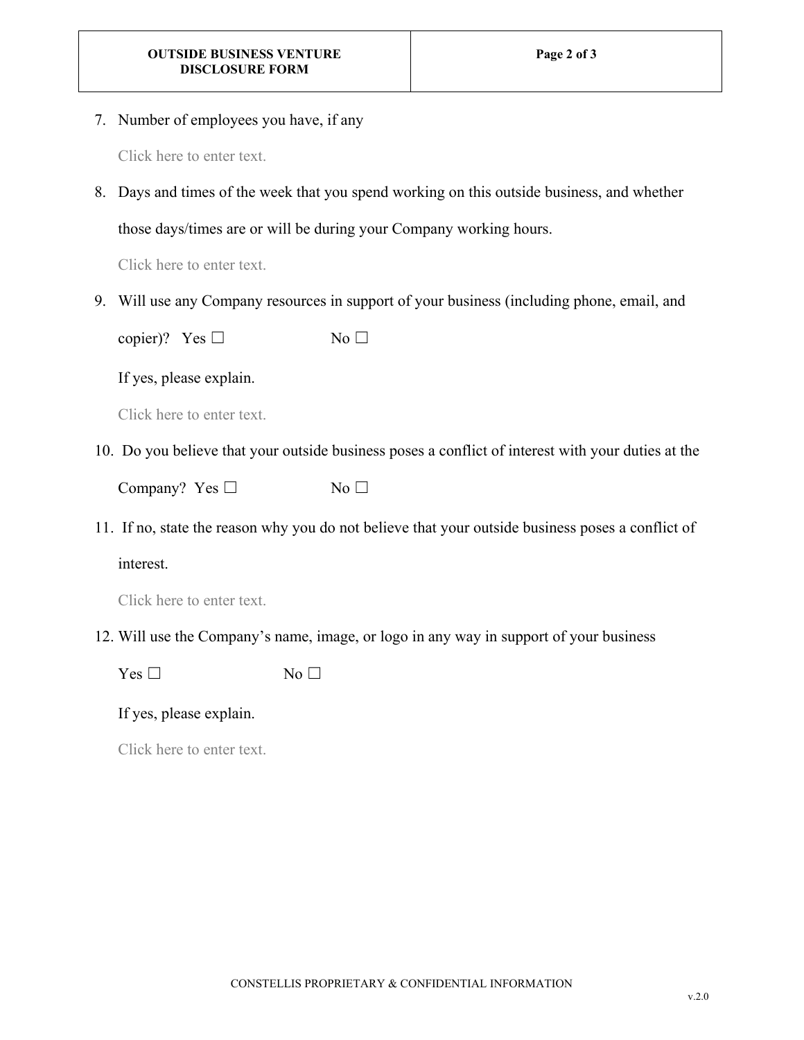7. Number of employees you have, if any

   Click here to enter text.

8. Days and times of the week that you spend working on this outside business, and whether those days/times are or will be during your Company working hours.

   Click here to enter text.

9. Will use any Company resources in support of your business (including phone, email, and copier)? Yes ☐ No ☐

   If yes, please explain.

   Click here to enter text.

10. Do you believe that your outside business poses a conflict of interest with your duties at the Company? Yes ☐ No ☐

11. If no, state the reason why you do not believe that your outside business poses a conflict of interest.

    Click here to enter text.

12. Will use the Company's name, image, or logo in any way in support of your business

    Yes ☐ No ☐

    If yes, please explain.

    Click here to enter text.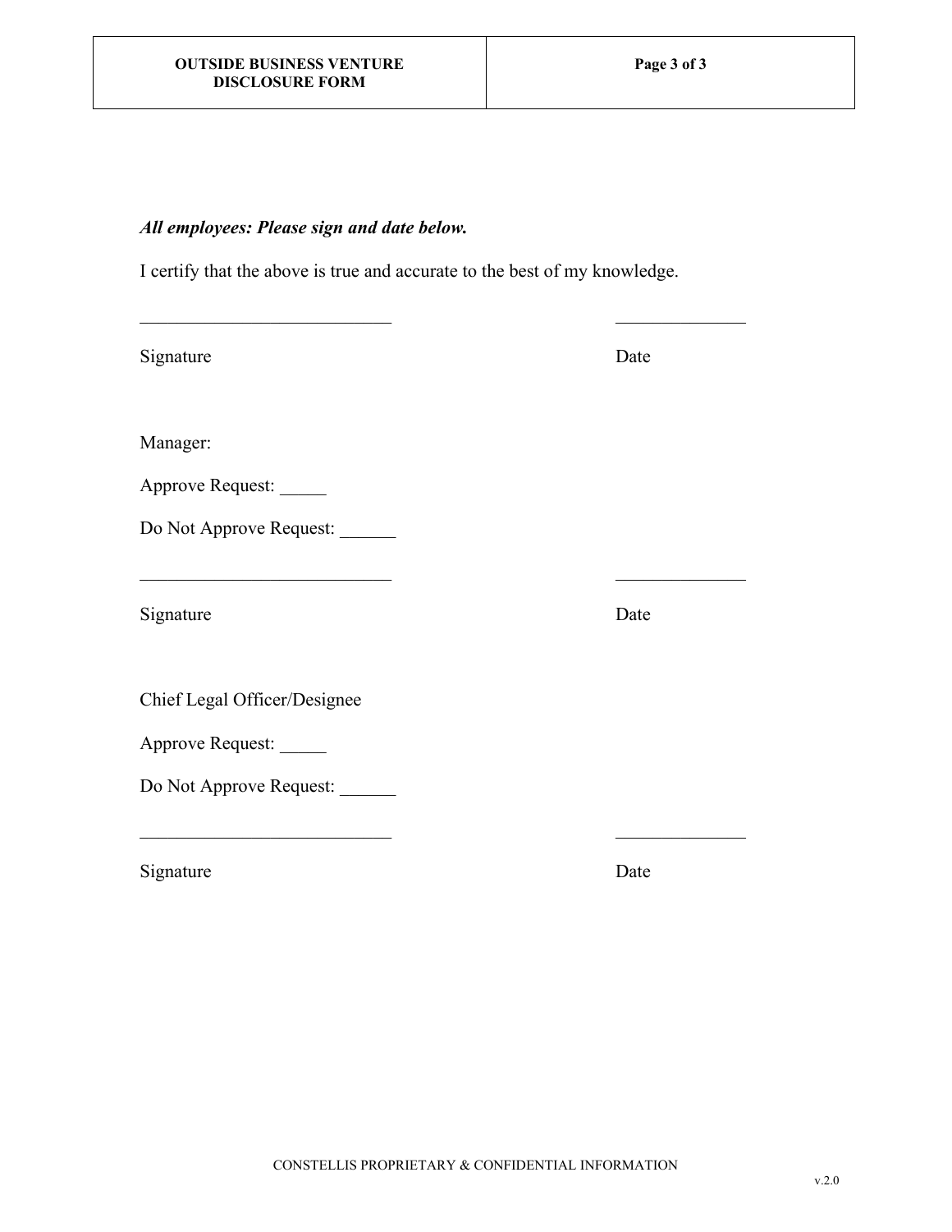***All employees: Please sign and date below.***

I certify that the above is true and accurate to the best of my knowledge.

___________________________ ______________

Signature Date

Manager:

Approve Request: _____

Do Not Approve Request: ______

___________________________ ______________

Signature Date

Chief Legal Officer/Designee

Approve Request: _____

Do Not Approve Request: ______

___________________________ ______________

Signature Date

CONSTELLIS PROPRIETARY & CONFIDENTIAL INFORMATION

v.2.0